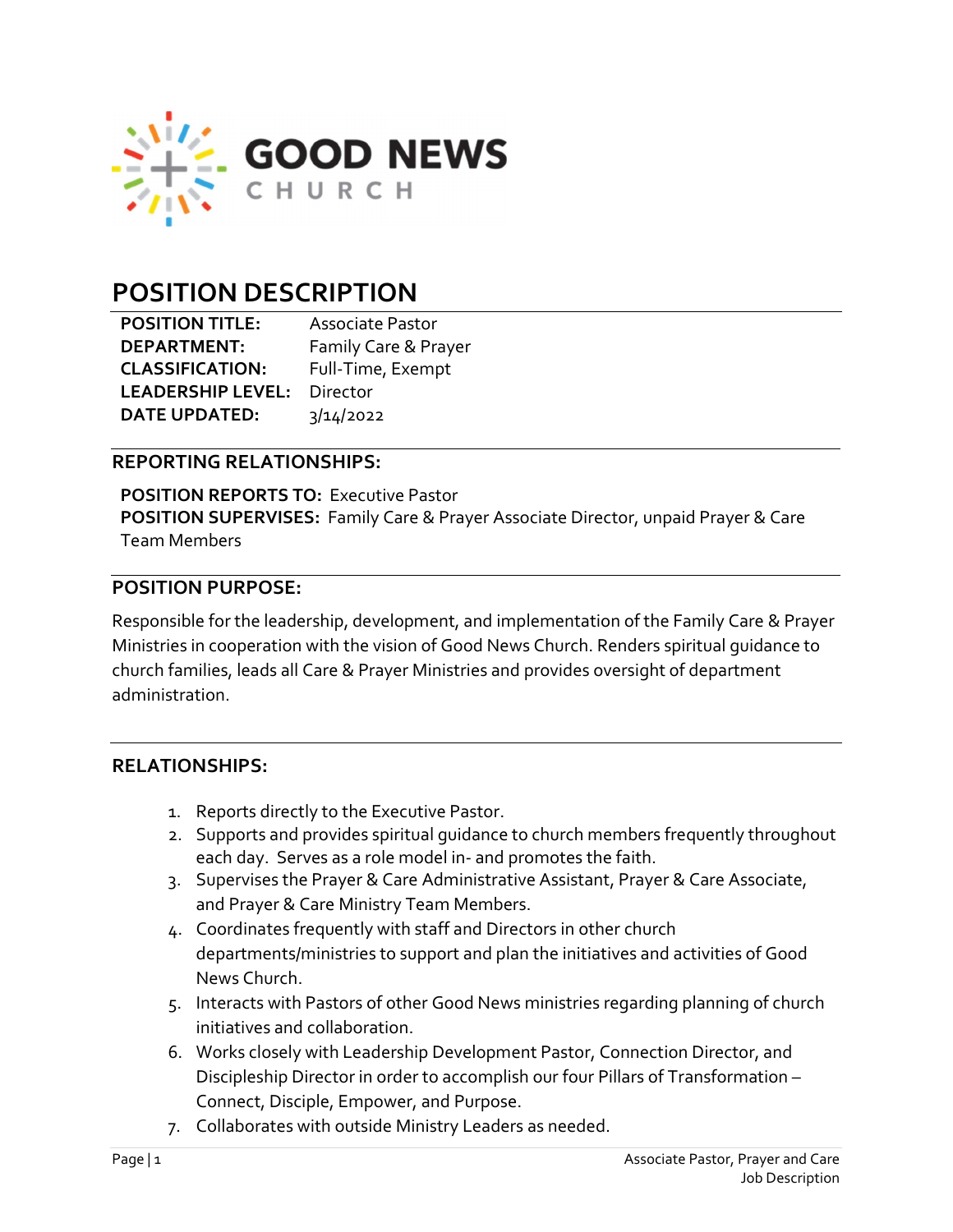GOOD NEWS CHURCH

# POSITION DESCRIPTION

**POSITION TITLE:** Associate Pastor
**DEPARTMENT:** Family Care & Prayer
**CLASSIFICATION:** Full-Time, Exempt
**LEADERSHIP LEVEL:** Director
**DATE UPDATED:** 3/14/2022

## REPORTING RELATIONSHIPS:

**POSITION REPORTS TO:** Executive Pastor
**POSITION SUPERVISES:** Family Care & Prayer Associate Director, unpaid Prayer & Care Team Members

## POSITION PURPOSE:

Responsible for the leadership, development, and implementation of the Family Care & Prayer Ministries in cooperation with the vision of Good News Church. Renders spiritual guidance to church families, leads all Care & Prayer Ministries and provides oversight of department administration.

## RELATIONSHIPS:

1. Reports directly to the Executive Pastor.
2. Supports and provides spiritual guidance to church members frequently throughout each day. Serves as a role model in- and promotes the faith.
3. Supervises the Prayer & Care Administrative Assistant, Prayer & Care Associate, and Prayer & Care Ministry Team Members.
4. Coordinates frequently with staff and Directors in other church departments/ministries to support and plan the initiatives and activities of Good News Church.
5. Interacts with Pastors of other Good News ministries regarding planning of church initiatives and collaboration.
6. Works closely with Leadership Development Pastor, Connection Director, and Discipleship Director in order to accomplish our four Pillars of Transformation – Connect, Disciple, Empower, and Purpose.
7. Collaborates with outside Ministry Leaders as needed.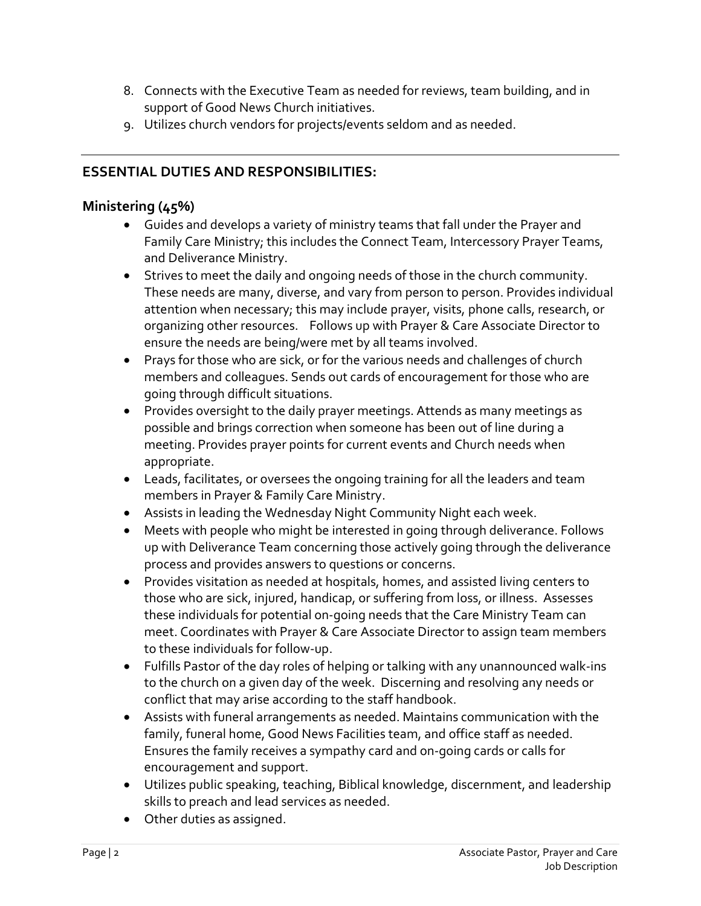8. Connects with the Executive Team as needed for reviews, team building, and in support of Good News Church initiatives.
9. Utilizes church vendors for projects/events seldom and as needed.

---

## ESSENTIAL DUTIES AND RESPONSIBILITIES:

### Ministering (45%)

- Guides and develops a variety of ministry teams that fall under the Prayer and Family Care Ministry; this includes the Connect Team, Intercessory Prayer Teams, and Deliverance Ministry.
- Strives to meet the daily and ongoing needs of those in the church community. These needs are many, diverse, and vary from person to person. Provides individual attention when necessary; this may include prayer, visits, phone calls, research, or organizing other resources. Follows up with Prayer & Care Associate Director to ensure the needs are being/were met by all teams involved.
- Prays for those who are sick, or for the various needs and challenges of church members and colleagues. Sends out cards of encouragement for those who are going through difficult situations.
- Provides oversight to the daily prayer meetings. Attends as many meetings as possible and brings correction when someone has been out of line during a meeting. Provides prayer points for current events and Church needs when appropriate.
- Leads, facilitates, or oversees the ongoing training for all the leaders and team members in Prayer & Family Care Ministry.
- Assists in leading the Wednesday Night Community Night each week.
- Meets with people who might be interested in going through deliverance. Follows up with Deliverance Team concerning those actively going through the deliverance process and provides answers to questions or concerns.
- Provides visitation as needed at hospitals, homes, and assisted living centers to those who are sick, injured, handicap, or suffering from loss, or illness. Assesses these individuals for potential on-going needs that the Care Ministry Team can meet. Coordinates with Prayer & Care Associate Director to assign team members to these individuals for follow-up.
- Fulfills Pastor of the day roles of helping or talking with any unannounced walk-ins to the church on a given day of the week. Discerning and resolving any needs or conflict that may arise according to the staff handbook.
- Assists with funeral arrangements as needed. Maintains communication with the family, funeral home, Good News Facilities team, and office staff as needed. Ensures the family receives a sympathy card and on-going cards or calls for encouragement and support.
- Utilizes public speaking, teaching, Biblical knowledge, discernment, and leadership skills to preach and lead services as needed.
- Other duties as assigned.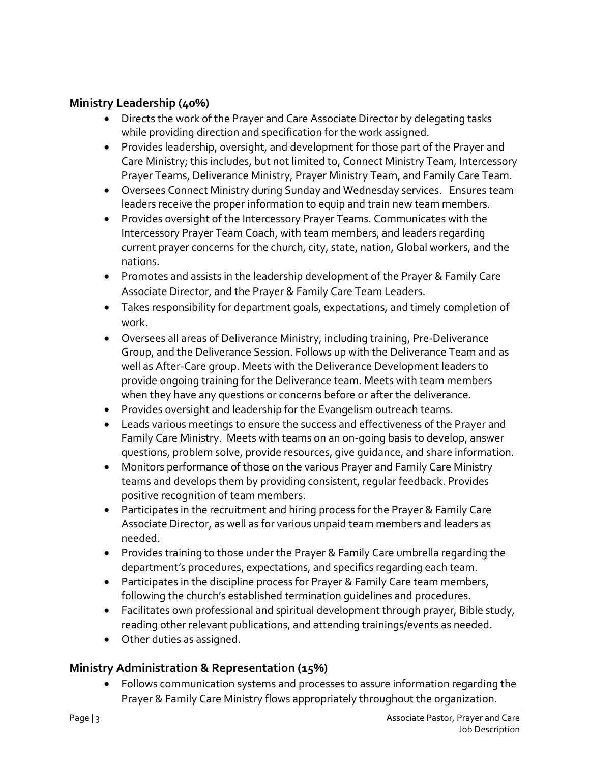## Ministry Leadership (40%)

- Directs the work of the Prayer and Care Associate Director by delegating tasks while providing direction and specification for the work assigned.
- Provides leadership, oversight, and development for those part of the Prayer and Care Ministry; this includes, but not limited to, Connect Ministry Team, Intercessory Prayer Teams, Deliverance Ministry, Prayer Ministry Team, and Family Care Team.
- Oversees Connect Ministry during Sunday and Wednesday services. Ensures team leaders receive the proper information to equip and train new team members.
- Provides oversight of the Intercessory Prayer Teams. Communicates with the Intercessory Prayer Team Coach, with team members, and leaders regarding current prayer concerns for the church, city, state, nation, Global workers, and the nations.
- Promotes and assists in the leadership development of the Prayer & Family Care Associate Director, and the Prayer & Family Care Team Leaders.
- Takes responsibility for department goals, expectations, and timely completion of work.
- Oversees all areas of Deliverance Ministry, including training, Pre-Deliverance Group, and the Deliverance Session. Follows up with the Deliverance Team and as well as After-Care group. Meets with the Deliverance Development leaders to provide ongoing training for the Deliverance team. Meets with team members when they have any questions or concerns before or after the deliverance.
- Provides oversight and leadership for the Evangelism outreach teams.
- Leads various meetings to ensure the success and effectiveness of the Prayer and Family Care Ministry. Meets with teams on an on-going basis to develop, answer questions, problem solve, provide resources, give guidance, and share information.
- Monitors performance of those on the various Prayer and Family Care Ministry teams and develops them by providing consistent, regular feedback. Provides positive recognition of team members.
- Participates in the recruitment and hiring process for the Prayer & Family Care Associate Director, as well as for various unpaid team members and leaders as needed.
- Provides training to those under the Prayer & Family Care umbrella regarding the department's procedures, expectations, and specifics regarding each team.
- Participates in the discipline process for Prayer & Family Care team members, following the church's established termination guidelines and procedures.
- Facilitates own professional and spiritual development through prayer, Bible study, reading other relevant publications, and attending trainings/events as needed.
- Other duties as assigned.

## Ministry Administration & Representation (15%)

- Follows communication systems and processes to assure information regarding the Prayer & Family Care Ministry flows appropriately throughout the organization.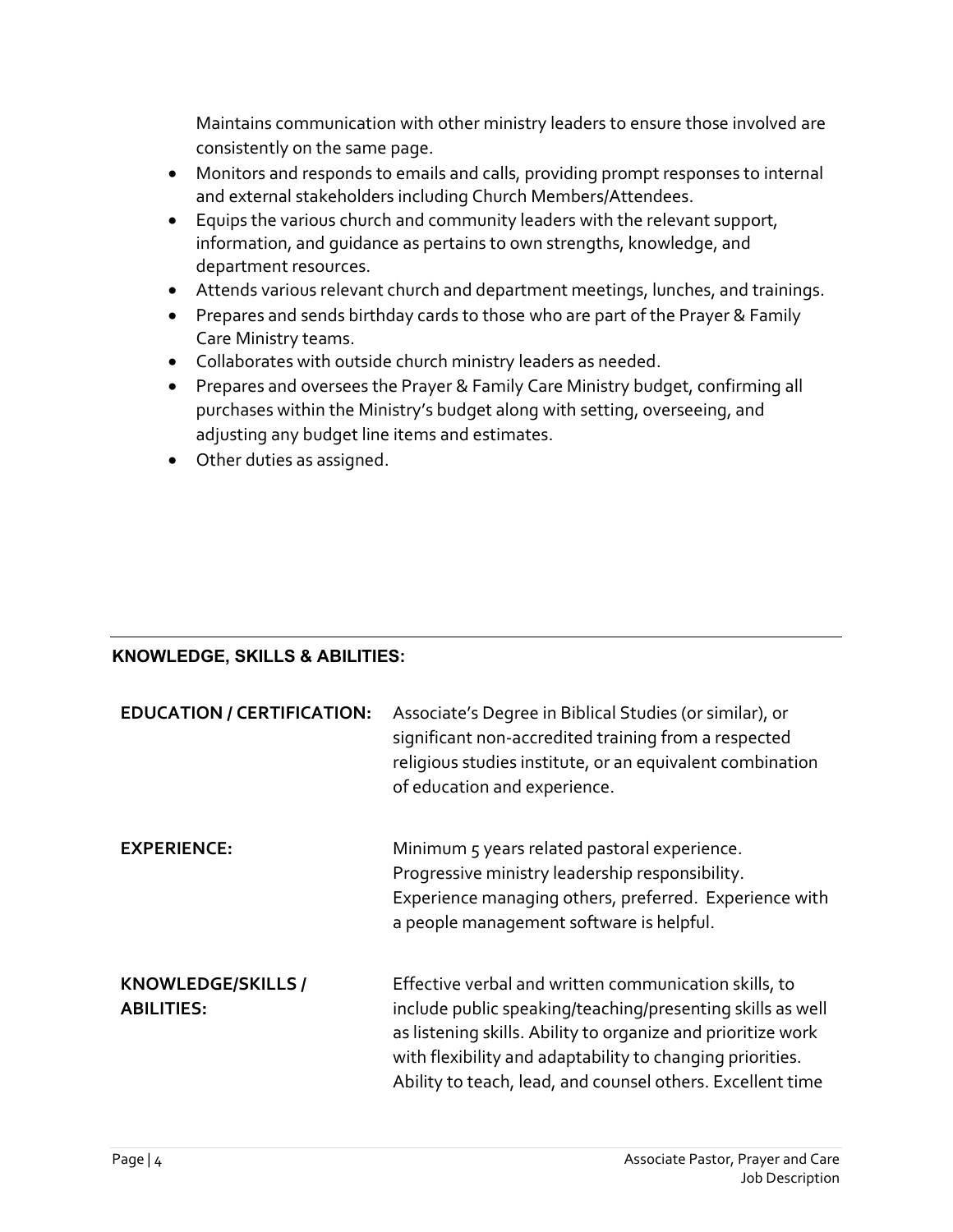Maintains communication with other ministry leaders to ensure those involved are consistently on the same page.

- Monitors and responds to emails and calls, providing prompt responses to internal and external stakeholders including Church Members/Attendees.
- Equips the various church and community leaders with the relevant support, information, and guidance as pertains to own strengths, knowledge, and department resources.
- Attends various relevant church and department meetings, lunches, and trainings.
- Prepares and sends birthday cards to those who are part of the Prayer & Family Care Ministry teams.
- Collaborates with outside church ministry leaders as needed.
- Prepares and oversees the Prayer & Family Care Ministry budget, confirming all purchases within the Ministry's budget along with setting, overseeing, and adjusting any budget line items and estimates.
- Other duties as assigned.

---

## KNOWLEDGE, SKILLS & ABILITIES:

**EDUCATION / CERTIFICATION:** Associate's Degree in Biblical Studies (or similar), or significant non-accredited training from a respected religious studies institute, or an equivalent combination of education and experience.

**EXPERIENCE:** Minimum 5 years related pastoral experience. Progressive ministry leadership responsibility. Experience managing others, preferred. Experience with a people management software is helpful.

**KNOWLEDGE/SKILLS / ABILITIES:** Effective verbal and written communication skills, to include public speaking/teaching/presenting skills as well as listening skills. Ability to organize and prioritize work with flexibility and adaptability to changing priorities. Ability to teach, lead, and counsel others. Excellent time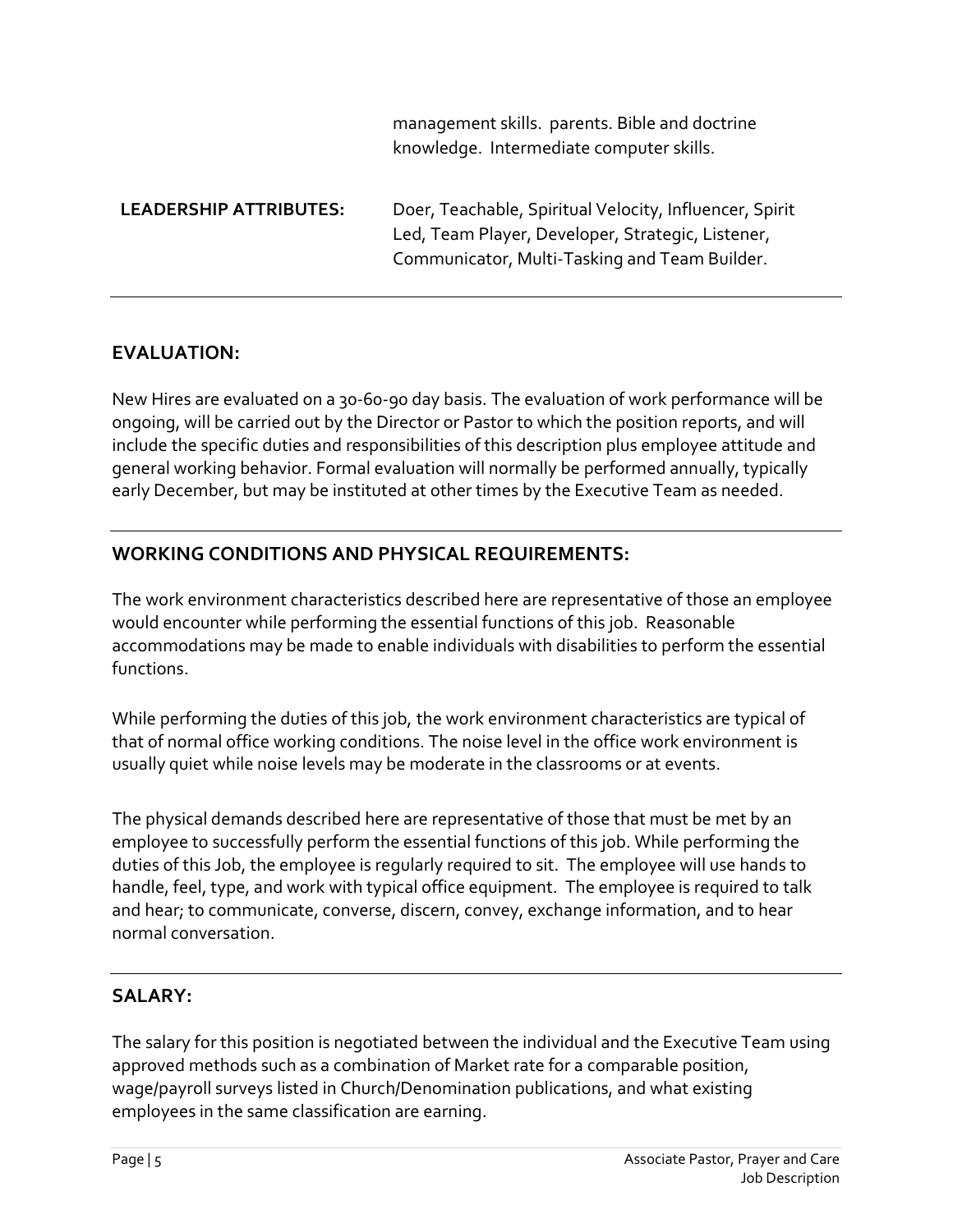| | |
|---|---|
| | management skills. parents. Bible and doctrine knowledge. Intermediate computer skills. |
| **LEADERSHIP ATTRIBUTES:** | Doer, Teachable, Spiritual Velocity, Influencer, Spirit Led, Team Player, Developer, Strategic, Listener, Communicator, Multi-Tasking and Team Builder. |

## EVALUATION:

New Hires are evaluated on a 30-60-90 day basis. The evaluation of work performance will be ongoing, will be carried out by the Director or Pastor to which the position reports, and will include the specific duties and responsibilities of this description plus employee attitude and general working behavior. Formal evaluation will normally be performed annually, typically early December, but may be instituted at other times by the Executive Team as needed.

## WORKING CONDITIONS AND PHYSICAL REQUIREMENTS:

The work environment characteristics described here are representative of those an employee would encounter while performing the essential functions of this job. Reasonable accommodations may be made to enable individuals with disabilities to perform the essential functions.

While performing the duties of this job, the work environment characteristics are typical of that of normal office working conditions. The noise level in the office work environment is usually quiet while noise levels may be moderate in the classrooms or at events.

The physical demands described here are representative of those that must be met by an employee to successfully perform the essential functions of this job. While performing the duties of this Job, the employee is regularly required to sit. The employee will use hands to handle, feel, type, and work with typical office equipment. The employee is required to talk and hear; to communicate, converse, discern, convey, exchange information, and to hear normal conversation.

## SALARY:

The salary for this position is negotiated between the individual and the Executive Team using approved methods such as a combination of Market rate for a comparable position, wage/payroll surveys listed in Church/Denomination publications, and what existing employees in the same classification are earning.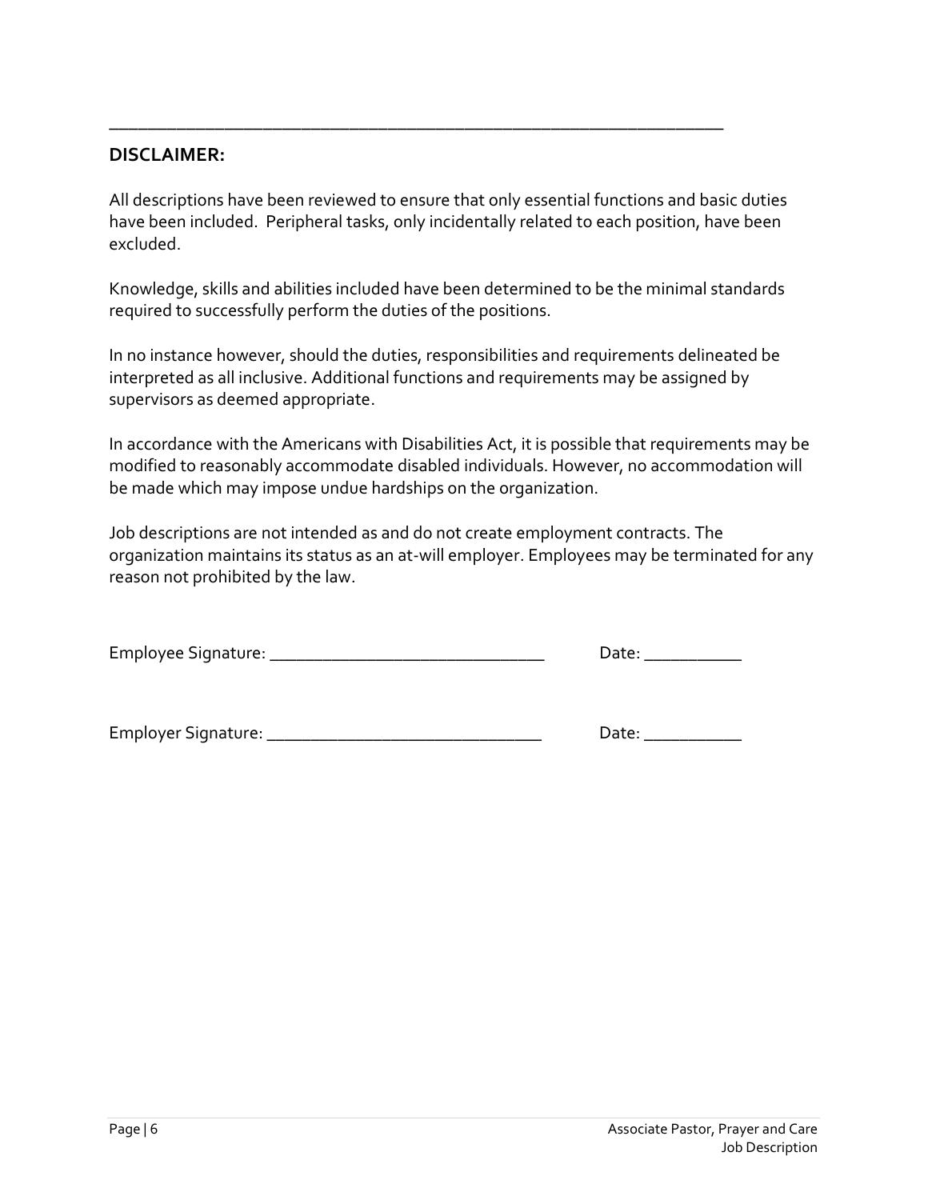---

**DISCLAIMER:**

All descriptions have been reviewed to ensure that only essential functions and basic duties have been included. Peripheral tasks, only incidentally related to each position, have been excluded.

Knowledge, skills and abilities included have been determined to be the minimal standards required to successfully perform the duties of the positions.

In no instance however, should the duties, responsibilities and requirements delineated be interpreted as all inclusive. Additional functions and requirements may be assigned by supervisors as deemed appropriate.

In accordance with the Americans with Disabilities Act, it is possible that requirements may be modified to reasonably accommodate disabled individuals. However, no accommodation will be made which may impose undue hardships on the organization.

Job descriptions are not intended as and do not create employment contracts. The organization maintains its status as an at-will employer. Employees may be terminated for any reason not prohibited by the law.

Employee Signature: _______________________________ Date: ___________

Employer Signature: _______________________________ Date: ___________